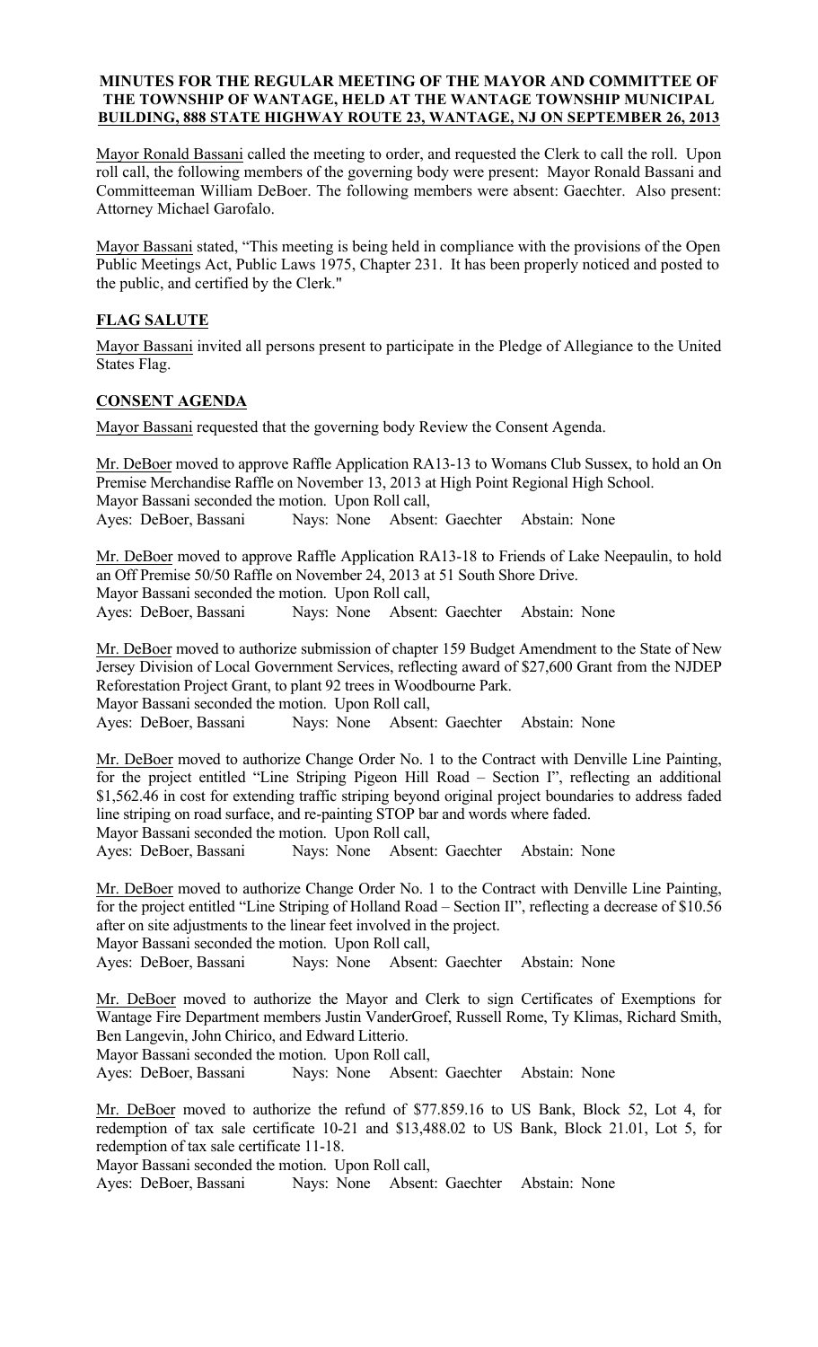**MINUTES FOR THE REGULAR MEETING OF THE MAYOR AND COMMITTEE OF THE TOWNSHIP OF WANTAGE, HELD AT THE WANTAGE TOWNSHIP MUNICIPAL BUILDING, 888 STATE HIGHWAY ROUTE 23, WANTAGE, NJ ON SEPTEMBER 26, 2013**

Mayor Ronald Bassani called the meeting to order, and requested the Clerk to call the roll. Upon roll call, the following members of the governing body were present: Mayor Ronald Bassani and Committeeman William DeBoer. The following members were absent: Gaechter. Also present: Attorney Michael Garofalo.

Mayor Bassani stated, "This meeting is being held in compliance with the provisions of the Open Public Meetings Act, Public Laws 1975, Chapter 231. It has been properly noticed and posted to the public, and certified by the Clerk."

## FLAG SALUTE

Mayor Bassani invited all persons present to participate in the Pledge of Allegiance to the United States Flag.

## CONSENT AGENDA

Mayor Bassani requested that the governing body Review the Consent Agenda.

Mr. DeBoer moved to approve Raffle Application RA13-13 to Womans Club Sussex, to hold an On Premise Merchandise Raffle on November 13, 2013 at High Point Regional High School.
Mayor Bassani seconded the motion. Upon Roll call,
Ayes: DeBoer, Bassani Nays: None Absent: Gaechter Abstain: None

Mr. DeBoer moved to approve Raffle Application RA13-18 to Friends of Lake Neepaulin, to hold an Off Premise 50/50 Raffle on November 24, 2013 at 51 South Shore Drive.
Mayor Bassani seconded the motion. Upon Roll call,
Ayes: DeBoer, Bassani Nays: None Absent: Gaechter Abstain: None

Mr. DeBoer moved to authorize submission of chapter 159 Budget Amendment to the State of New Jersey Division of Local Government Services, reflecting award of $27,600 Grant from the NJDEP Reforestation Project Grant, to plant 92 trees in Woodbourne Park.
Mayor Bassani seconded the motion. Upon Roll call,
Ayes: DeBoer, Bassani Nays: None Absent: Gaechter Abstain: None

Mr. DeBoer moved to authorize Change Order No. 1 to the Contract with Denville Line Painting, for the project entitled "Line Striping Pigeon Hill Road – Section I", reflecting an additional $1,562.46 in cost for extending traffic striping beyond original project boundaries to address faded line striping on road surface, and re-painting STOP bar and words where faded.
Mayor Bassani seconded the motion. Upon Roll call,
Ayes: DeBoer, Bassani Nays: None Absent: Gaechter Abstain: None

Mr. DeBoer moved to authorize Change Order No. 1 to the Contract with Denville Line Painting, for the project entitled "Line Striping of Holland Road – Section II", reflecting a decrease of $10.56 after on site adjustments to the linear feet involved in the project.
Mayor Bassani seconded the motion. Upon Roll call,
Ayes: DeBoer, Bassani Nays: None Absent: Gaechter Abstain: None

Mr. DeBoer moved to authorize the Mayor and Clerk to sign Certificates of Exemptions for Wantage Fire Department members Justin VanderGroef, Russell Rome, Ty Klimas, Richard Smith, Ben Langevin, John Chirico, and Edward Litterio.
Mayor Bassani seconded the motion. Upon Roll call,
Ayes: DeBoer, Bassani Nays: None Absent: Gaechter Abstain: None

Mr. DeBoer moved to authorize the refund of $77.859.16 to US Bank, Block 52, Lot 4, for redemption of tax sale certificate 10-21 and $13,488.02 to US Bank, Block 21.01, Lot 5, for redemption of tax sale certificate 11-18.
Mayor Bassani seconded the motion. Upon Roll call,
Ayes: DeBoer, Bassani Nays: None Absent: Gaechter Abstain: None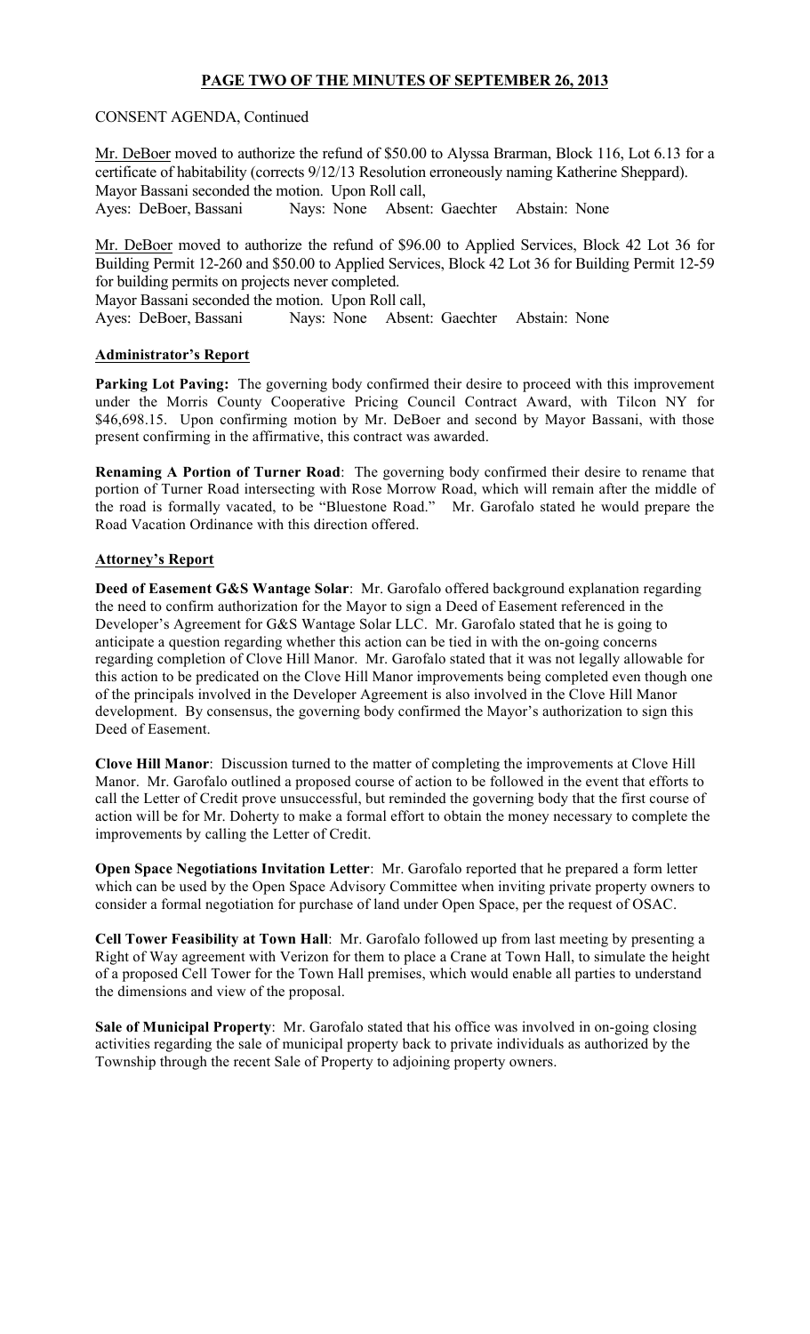## PAGE TWO OF THE MINUTES OF SEPTEMBER 26, 2013

CONSENT AGENDA, Continued

Mr. DeBoer moved to authorize the refund of $50.00 to Alyssa Brarman, Block 116, Lot 6.13 for a certificate of habitability (corrects 9/12/13 Resolution erroneously naming Katherine Sheppard). Mayor Bassani seconded the motion. Upon Roll call,
Ayes: DeBoer, Bassani  Nays: None  Absent: Gaechter  Abstain: None

Mr. DeBoer moved to authorize the refund of $96.00 to Applied Services, Block 42 Lot 36 for Building Permit 12-260 and $50.00 to Applied Services, Block 42 Lot 36 for Building Permit 12-59 for building permits on projects never completed.
Mayor Bassani seconded the motion. Upon Roll call,
Ayes: DeBoer, Bassani  Nays: None  Absent: Gaechter  Abstain: None

### Administrator's Report

**Parking Lot Paving:** The governing body confirmed their desire to proceed with this improvement under the Morris County Cooperative Pricing Council Contract Award, with Tilcon NY for $46,698.15. Upon confirming motion by Mr. DeBoer and second by Mayor Bassani, with those present confirming in the affirmative, this contract was awarded.

**Renaming A Portion of Turner Road**: The governing body confirmed their desire to rename that portion of Turner Road intersecting with Rose Morrow Road, which will remain after the middle of the road is formally vacated, to be "Bluestone Road." Mr. Garofalo stated he would prepare the Road Vacation Ordinance with this direction offered.

### Attorney's Report

**Deed of Easement G&S Wantage Solar**: Mr. Garofalo offered background explanation regarding the need to confirm authorization for the Mayor to sign a Deed of Easement referenced in the Developer's Agreement for G&S Wantage Solar LLC. Mr. Garofalo stated that he is going to anticipate a question regarding whether this action can be tied in with the on-going concerns regarding completion of Clove Hill Manor. Mr. Garofalo stated that it was not legally allowable for this action to be predicated on the Clove Hill Manor improvements being completed even though one of the principals involved in the Developer Agreement is also involved in the Clove Hill Manor development. By consensus, the governing body confirmed the Mayor's authorization to sign this Deed of Easement.

**Clove Hill Manor**: Discussion turned to the matter of completing the improvements at Clove Hill Manor. Mr. Garofalo outlined a proposed course of action to be followed in the event that efforts to call the Letter of Credit prove unsuccessful, but reminded the governing body that the first course of action will be for Mr. Doherty to make a formal effort to obtain the money necessary to complete the improvements by calling the Letter of Credit.

**Open Space Negotiations Invitation Letter**: Mr. Garofalo reported that he prepared a form letter which can be used by the Open Space Advisory Committee when inviting private property owners to consider a formal negotiation for purchase of land under Open Space, per the request of OSAC.

**Cell Tower Feasibility at Town Hall**: Mr. Garofalo followed up from last meeting by presenting a Right of Way agreement with Verizon for them to place a Crane at Town Hall, to simulate the height of a proposed Cell Tower for the Town Hall premises, which would enable all parties to understand the dimensions and view of the proposal.

**Sale of Municipal Property**: Mr. Garofalo stated that his office was involved in on-going closing activities regarding the sale of municipal property back to private individuals as authorized by the Township through the recent Sale of Property to adjoining property owners.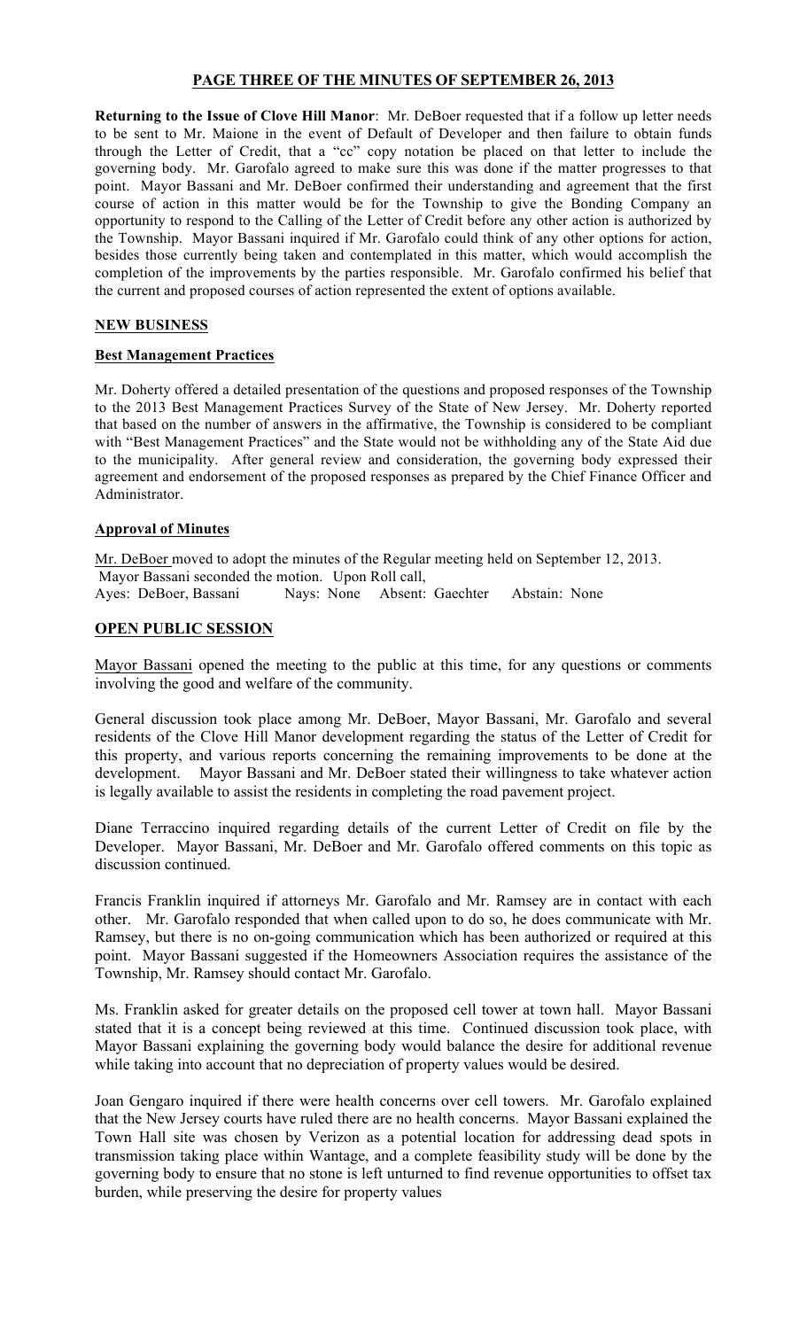**PAGE THREE OF THE MINUTES OF SEPTEMBER 26, 2013**

**Returning to the Issue of Clove Hill Manor**: Mr. DeBoer requested that if a follow up letter needs to be sent to Mr. Maione in the event of Default of Developer and then failure to obtain funds through the Letter of Credit, that a "cc" copy notation be placed on that letter to include the governing body. Mr. Garofalo agreed to make sure this was done if the matter progresses to that point. Mayor Bassani and Mr. DeBoer confirmed their understanding and agreement that the first course of action in this matter would be for the Township to give the Bonding Company an opportunity to respond to the Calling of the Letter of Credit before any other action is authorized by the Township. Mayor Bassani inquired if Mr. Garofalo could think of any other options for action, besides those currently being taken and contemplated in this matter, which would accomplish the completion of the improvements by the parties responsible. Mr. Garofalo confirmed his belief that the current and proposed courses of action represented the extent of options available.

**NEW BUSINESS**

**Best Management Practices**

Mr. Doherty offered a detailed presentation of the questions and proposed responses of the Township to the 2013 Best Management Practices Survey of the State of New Jersey. Mr. Doherty reported that based on the number of answers in the affirmative, the Township is considered to be compliant with "Best Management Practices" and the State would not be withholding any of the State Aid due to the municipality. After general review and consideration, the governing body expressed their agreement and endorsement of the proposed responses as prepared by the Chief Finance Officer and Administrator.

**Approval of Minutes**

Mr. DeBoer moved to adopt the minutes of the Regular meeting held on September 12, 2013.
Mayor Bassani seconded the motion. Upon Roll call,
Ayes: DeBoer, Bassani Nays: None Absent: Gaechter Abstain: None

**OPEN PUBLIC SESSION**

Mayor Bassani opened the meeting to the public at this time, for any questions or comments involving the good and welfare of the community.

General discussion took place among Mr. DeBoer, Mayor Bassani, Mr. Garofalo and several residents of the Clove Hill Manor development regarding the status of the Letter of Credit for this property, and various reports concerning the remaining improvements to be done at the development. Mayor Bassani and Mr. DeBoer stated their willingness to take whatever action is legally available to assist the residents in completing the road pavement project.

Diane Terraccino inquired regarding details of the current Letter of Credit on file by the Developer. Mayor Bassani, Mr. DeBoer and Mr. Garofalo offered comments on this topic as discussion continued.

Francis Franklin inquired if attorneys Mr. Garofalo and Mr. Ramsey are in contact with each other. Mr. Garofalo responded that when called upon to do so, he does communicate with Mr. Ramsey, but there is no on-going communication which has been authorized or required at this point. Mayor Bassani suggested if the Homeowners Association requires the assistance of the Township, Mr. Ramsey should contact Mr. Garofalo.

Ms. Franklin asked for greater details on the proposed cell tower at town hall. Mayor Bassani stated that it is a concept being reviewed at this time. Continued discussion took place, with Mayor Bassani explaining the governing body would balance the desire for additional revenue while taking into account that no depreciation of property values would be desired.

Joan Gengaro inquired if there were health concerns over cell towers. Mr. Garofalo explained that the New Jersey courts have ruled there are no health concerns. Mayor Bassani explained the Town Hall site was chosen by Verizon as a potential location for addressing dead spots in transmission taking place within Wantage, and a complete feasibility study will be done by the governing body to ensure that no stone is left unturned to find revenue opportunities to offset tax burden, while preserving the desire for property values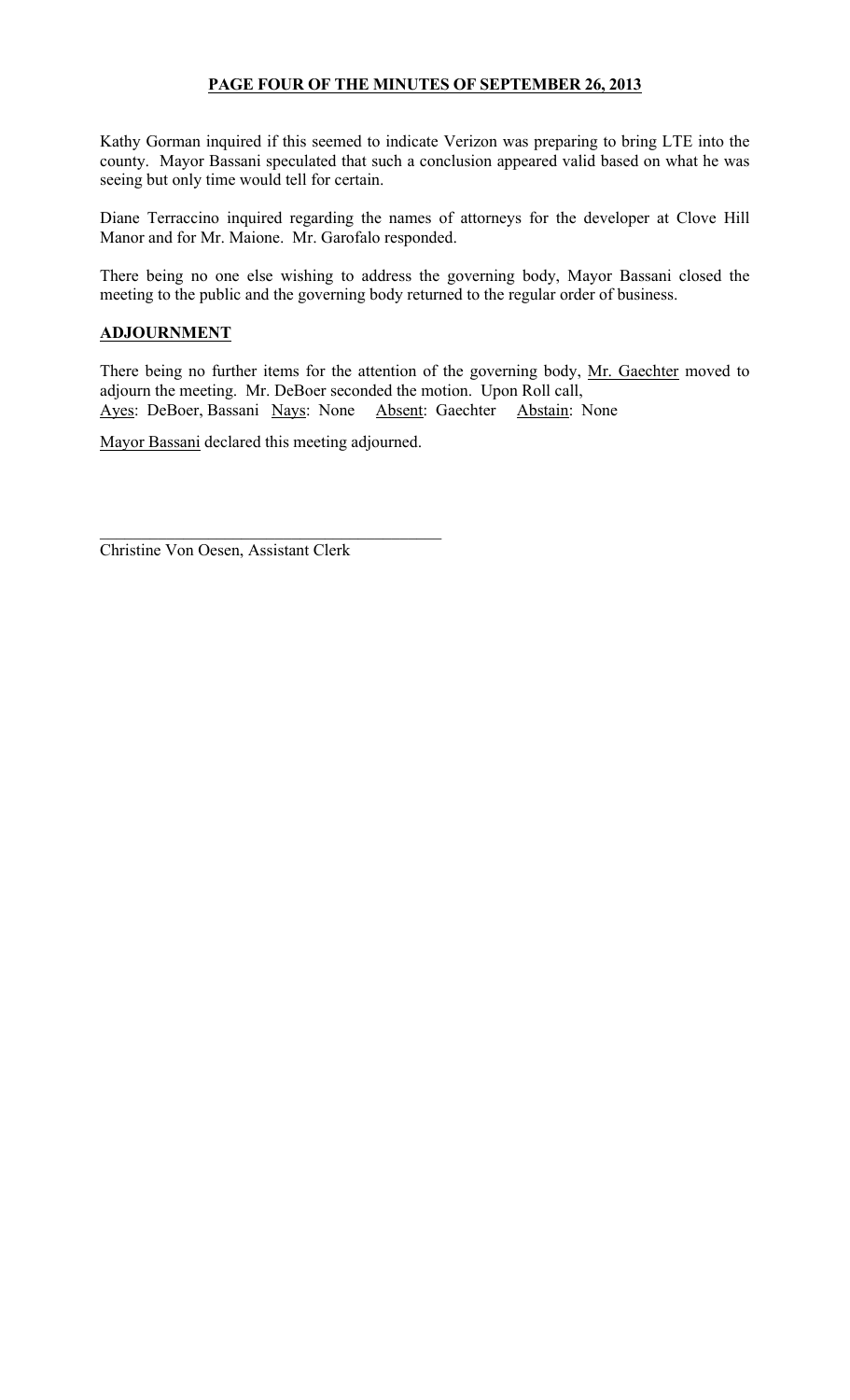**PAGE FOUR OF THE MINUTES OF SEPTEMBER 26, 2013**

Kathy Gorman inquired if this seemed to indicate Verizon was preparing to bring LTE into the county. Mayor Bassani speculated that such a conclusion appeared valid based on what he was seeing but only time would tell for certain.

Diane Terraccino inquired regarding the names of attorneys for the developer at Clove Hill Manor and for Mr. Maione. Mr. Garofalo responded.

There being no one else wishing to address the governing body, Mayor Bassani closed the meeting to the public and the governing body returned to the regular order of business.

## ADJOURNMENT

There being no further items for the attention of the governing body, Mr. Gaechter moved to adjourn the meeting. Mr. DeBoer seconded the motion. Upon Roll call,
Ayes: DeBoer, Bassani Nays: None Absent: Gaechter Abstain: None

Mayor Bassani declared this meeting adjourned.

\_\_\_\_\_\_\_\_\_\_\_\_\_\_\_\_\_\_\_\_\_\_\_\_\_\_\_\_\_\_\_\_\_\_\_\_\_\_\_\_\_\_
Christine Von Oesen, Assistant Clerk